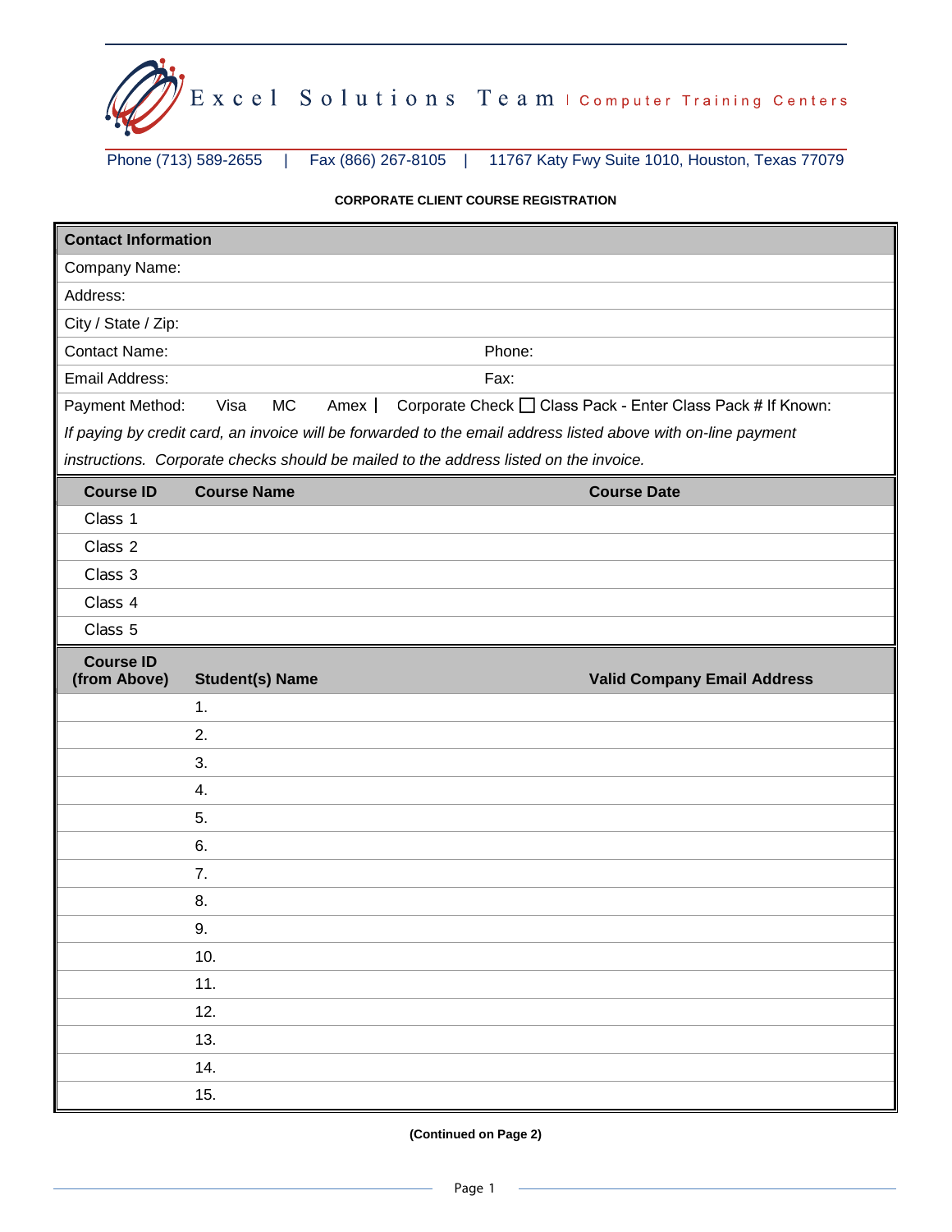# Excel Solutions Team | Computer Training Centers

Phone (713) 589-2655 | Fax (866) 267-8105 | 11767 Katy Fwy Suite 1010, Houston, Texas 77079

**CORPORATE CLIENT COURSE REGISTRATION**

| **Contact Information** | |
|---|---|
| Company Name: | |
| Address: | |
| City / State / Zip: | |
| Contact Name: | Phone: |
| Email Address: | Fax: |
| Payment Method: Visa MC Amex \| Corporate Check ☐ Class Pack - Enter Class Pack # If Known: | |

*If paying by credit card, an invoice will be forwarded to the email address listed above with on-line payment instructions. Corporate checks should be mailed to the address listed on the invoice.*

| Course ID | Course Name | Course Date |
|---|---|---|
| Class 1 | | |
| Class 2 | | |
| Class 3 | | |
| Class 4 | | |
| Class 5 | | |

| Course ID (from Above) | Student(s) Name | Valid Company Email Address |
|---|---|---|
| | 1. | |
| | 2. | |
| | 3. | |
| | 4. | |
| | 5. | |
| | 6. | |
| | 7. | |
| | 8. | |
| | 9. | |
| | 10. | |
| | 11. | |
| | 12. | |
| | 13. | |
| | 14. | |
| | 15. | |

**(Continued on Page 2)**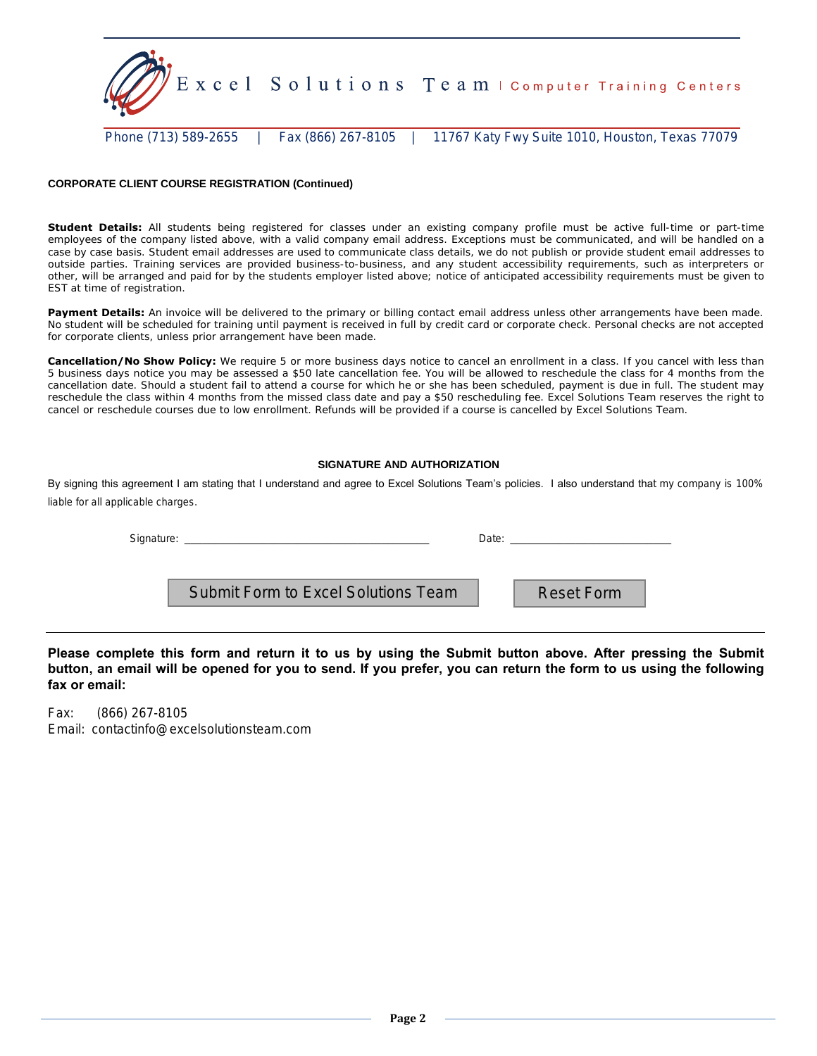Excel Solutions Team | Computer Training Centers

Phone (713) 589-2655 | Fax (866) 267-8105 | 11767 Katy Fwy Suite 1010, Houston, Texas 77079

### CORPORATE CLIENT COURSE REGISTRATION (Continued)

**Student Details:** All students being registered for classes under an existing company profile must be active full-time or part-time employees of the company listed above, with a valid company email address. Exceptions must be communicated, and will be handled on a case by case basis. Student email addresses are used to communicate class details, we do not publish or provide student email addresses to outside parties. Training services are provided business-to-business, and any student accessibility requirements, such as interpreters or other, will be arranged and paid for by the students employer listed above; notice of anticipated accessibility requirements must be given to EST at time of registration.

**Payment Details:** An invoice will be delivered to the primary or billing contact email address unless other arrangements have been made. No student will be scheduled for training until payment is received in full by credit card or corporate check. Personal checks are not accepted for corporate clients, unless prior arrangement have been made.

**Cancellation/No Show Policy:** We require 5 or more business days notice to cancel an enrollment in a class. If you cancel with less than 5 business days notice you may be assessed a $50 late cancellation fee. You will be allowed to reschedule the class for 4 months from the cancellation date. Should a student fail to attend a course for which he or she has been scheduled, payment is due in full. The student may reschedule the class within 4 months from the missed class date and pay a $50 rescheduling fee. Excel Solutions Team reserves the right to cancel or reschedule courses due to low enrollment. Refunds will be provided if a course is cancelled by Excel Solutions Team.

### SIGNATURE AND AUTHORIZATION

By signing this agreement I am stating that I understand and agree to Excel Solutions Team's policies. I also understand that my company is 100% liable for all applicable charges.

Signature: ______________________________ Date: ____________________

Submit Form to Excel Solutions Team | Reset Form

---

**Please complete this form and return it to us by using the Submit button above. After pressing the Submit button, an email will be opened for you to send. If you prefer, you can return the form to us using the following fax or email:**

Fax: (866) 267-8105
Email: contactinfo@excelsolutionsteam.com